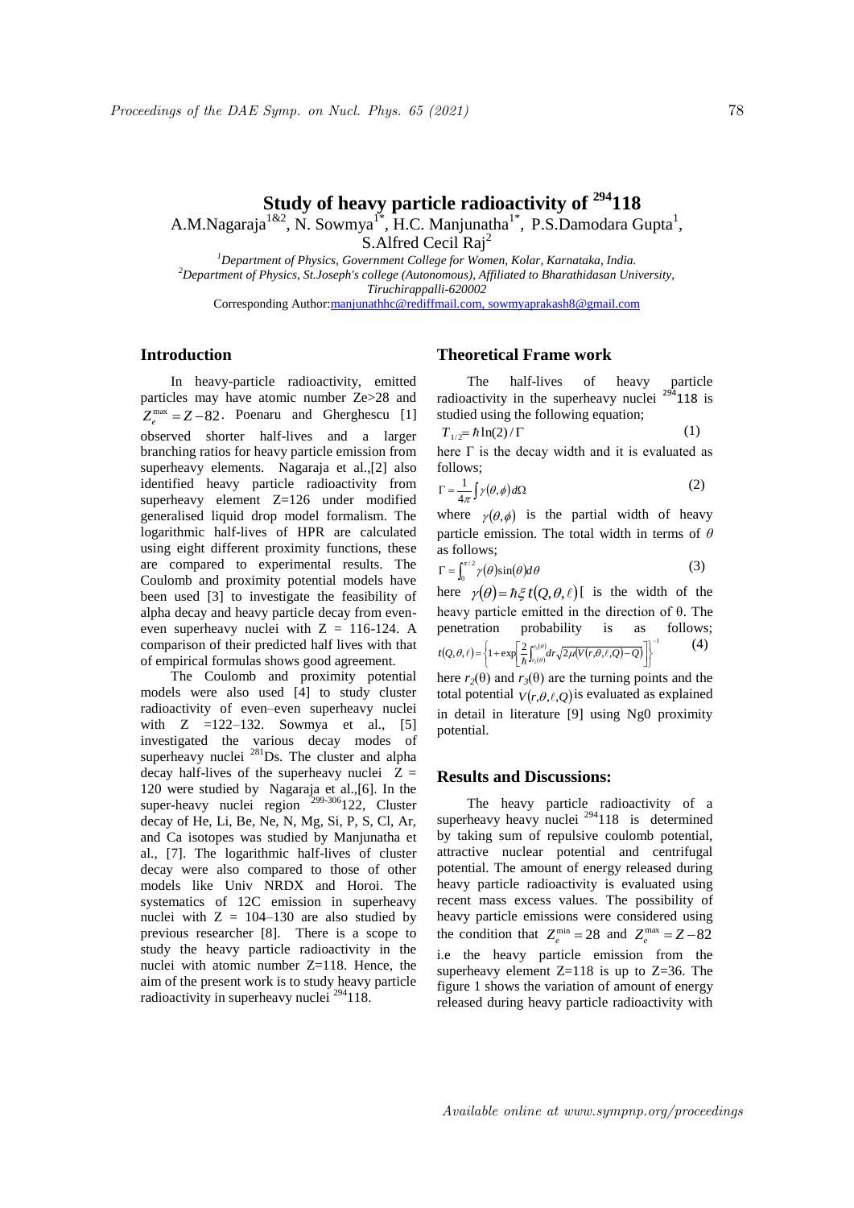# Study of heavy particle radioactivity of $^{294}$118

A.M.Nagaraja[1&2], N. Sowmya[1*], H.C. Manjunatha[1*], P.S.Damodara Gupta[1], S.Alfred Cecil Raj[2]

[1]Department of Physics, Government College for Women, Kolar, Karnataka, India.
[2]Department of Physics, St.Joseph's college (Autonomous), Affiliated to Bharathidasan University, Tiruchirappalli-620002

Corresponding Author: manjunathhc@rediffmail.com, sowmyaprakash8@gmail.com

## Introduction

In heavy-particle radioactivity, emitted particles may have atomic number Ze>28 and $Z_e^{max} = Z - 82$. Poenaru and Gherghescu [1] observed shorter half-lives and a larger branching ratios for heavy particle emission from superheavy elements. Nagaraja et al.,[2] also identified heavy particle radioactivity from superheavy element Z=126 under modified generalised liquid drop model formalism. The logarithmic half-lives of HPR are calculated using eight different proximity functions, these are compared to experimental results. The Coulomb and proximity potential models have been used [3] to investigate the feasibility of alpha decay and heavy particle decay from even-even superheavy nuclei with Z = 116-124. A comparison of their predicted half lives with that of empirical formulas shows good agreement.

The Coulomb and proximity potential models were also used [4] to study cluster radioactivity of even–even superheavy nuclei with Z =122–132. Sowmya et al., [5] investigated the various decay modes of superheavy nuclei $^{281}$Ds. The cluster and alpha decay half-lives of the superheavy nuclei Z = 120 were studied by Nagaraja et al.,[6]. In the super-heavy nuclei region $^{299\text{-}306}$122, Cluster decay of He, Li, Be, Ne, N, Mg, Si, P, S, Cl, Ar, and Ca isotopes was studied by Manjunatha et al., [7]. The logarithmic half-lives of cluster decay were also compared to those of other models like Univ NRDX and Horoi. The systematics of 12C emission in superheavy nuclei with Z = 104–130 are also studied by previous researcher [8]. There is a scope to study the heavy particle radioactivity in the nuclei with atomic number Z=118. Hence, the aim of the present work is to study heavy particle radioactivity in superheavy nuclei $^{294}$118.

## Theoretical Frame work

The half-lives of heavy particle radioactivity in the superheavy nuclei $^{294}$118 is studied using the following equation;

$$T_{1/2} = \hbar \ln(2)/\Gamma \tag{1}$$

here Γ is the decay width and it is evaluated as follows;

$$\Gamma = \frac{1}{4\pi}\int \gamma(\theta,\phi)\, d\Omega \tag{2}$$

where $\gamma(\theta,\phi)$ is the partial width of heavy particle emission. The total width in terms of $\theta$ as follows;

$$\Gamma = \int_0^{\pi/2} \gamma(\theta)\sin(\theta)\, d\theta \tag{3}$$

here $\gamma(\theta) = \hbar\xi\, t(Q,\theta,\ell)$[ is the width of the heavy particle emitted in the direction of θ. The penetration probability is as follows;

$$t(Q,\theta,\ell) = \left\{1 + \exp\left[\frac{2}{\hbar}\int_{r_2(\theta)}^{r_3(\theta)} dr \sqrt{2\mu\big(V(r,\theta,\ell,Q) - Q\big)}\right]\right\}^{-1} \tag{4}$$

here $r_2(\theta)$ and $r_3(\theta)$ are the turning points and the total potential $V(r,\theta,\ell,Q)$ is evaluated as explained in detail in literature [9] using Ng0 proximity potential.

## Results and Discussions:

The heavy particle radioactivity of a superheavy heavy nuclei $^{294}$118 is determined by taking sum of repulsive coulomb potential, attractive nuclear potential and centrifugal potential. The amount of energy released during heavy particle radioactivity is evaluated using recent mass excess values. The possibility of heavy particle emissions were considered using the condition that $Z_e^{min} = 28$ and $Z_e^{max} = Z - 82$ i.e the heavy particle emission from the superheavy element Z=118 is up to Z=36. The figure 1 shows the variation of amount of energy released during heavy particle radioactivity with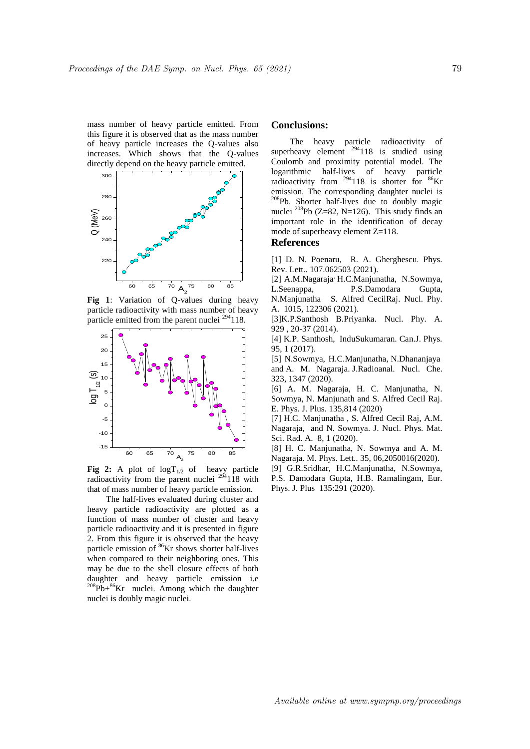mass number of heavy particle emitted. From this figure it is observed that as the mass number of heavy particle increases the Q-values also increases. Which shows that the Q-values directly depend on the heavy particle emitted.

300
280
260
240
220
Q (MeV)
60 65 70 75 80 85
$A_2$

**Fig 1**: Variation of Q-values during heavy particle radioactivity with mass number of heavy particle emitted from the parent nuclei $^{294}118$.

25
20
15
10
5
0
-5
-10
-15
$\log T_{1/2}$ (s)
60 65 70 75 80 85
$A_2$

**Fig 2:** A plot of $\log T_{1/2}$ of heavy particle radioactivity from the parent nuclei $^{294}118$ with that of mass number of heavy particle emission.

The half-lives evaluated during cluster and heavy particle radioactivity are plotted as a function of mass number of cluster and heavy particle radioactivity and it is presented in figure 2. From this figure it is observed that the heavy particle emission of $^{86}$Kr shows shorter half-lives when compared to their neighboring ones. This may be due to the shell closure effects of both daughter and heavy particle emission i.e $^{208}$Pb+$^{86}$Kr nuclei. Among which the daughter nuclei is doubly magic nuclei.

## Conclusions:

The heavy particle radioactivity of superheavy element $^{294}118$ is studied using Coulomb and proximity potential model. The logarithmic half-lives of heavy particle radioactivity from $^{294}118$ is shorter for $^{86}$Kr emission. The corresponding daughter nuclei is $^{208}$Pb. Shorter half-lives due to doubly magic nuclei $^{208}$Pb (Z=82, N=126). This study finds an important role in the identification of decay mode of superheavy element Z=118.

## References

[1] D. N. Poenaru, R. A. Gherghescu. Phys. Rev. Lett.. 107.062503 (2021).

[2] A.M.Nagaraja, H.C.Manjunatha, N.Sowmya, L.Seenappa, P.S.Damodara Gupta, N.Manjunatha S. Alfred CecilRaj. Nucl. Phy. A. 1015, 122306 (2021).

[3]K.P.Santhosh B.Priyanka. Nucl. Phy. A. 929 , 20-37 (2014).

[4] K.P. Santhosh, InduSukumaran. Can.J. Phys. 95, 1 (2017).

[5] N.Sowmya, H.C.Manjunatha, N.Dhananjaya and A. M. Nagaraja. J.Radioanal. Nucl. Che. 323, 1347 (2020).

[6] A. M. Nagaraja, H. C. Manjunatha, N. Sowmya, N. Manjunath and S. Alfred Cecil Raj. E. Phys. J. Plus. 135,814 (2020)

[7] H.C. Manjunatha , S. Alfred Cecil Raj, A.M. Nagaraja, and N. Sowmya. J. Nucl. Phys. Mat. Sci. Rad. A. 8, 1 (2020).

[8] H. C. Manjunatha, N. Sowmya and A. M. Nagaraja. M. Phys. Lett.. 35, 06,2050016(2020).

[9] G.R.Sridhar, H.C.Manjunatha, N.Sowmya, P.S. Damodara Gupta, H.B. Ramalingam, Eur. Phys. J. Plus 135:291 (2020).